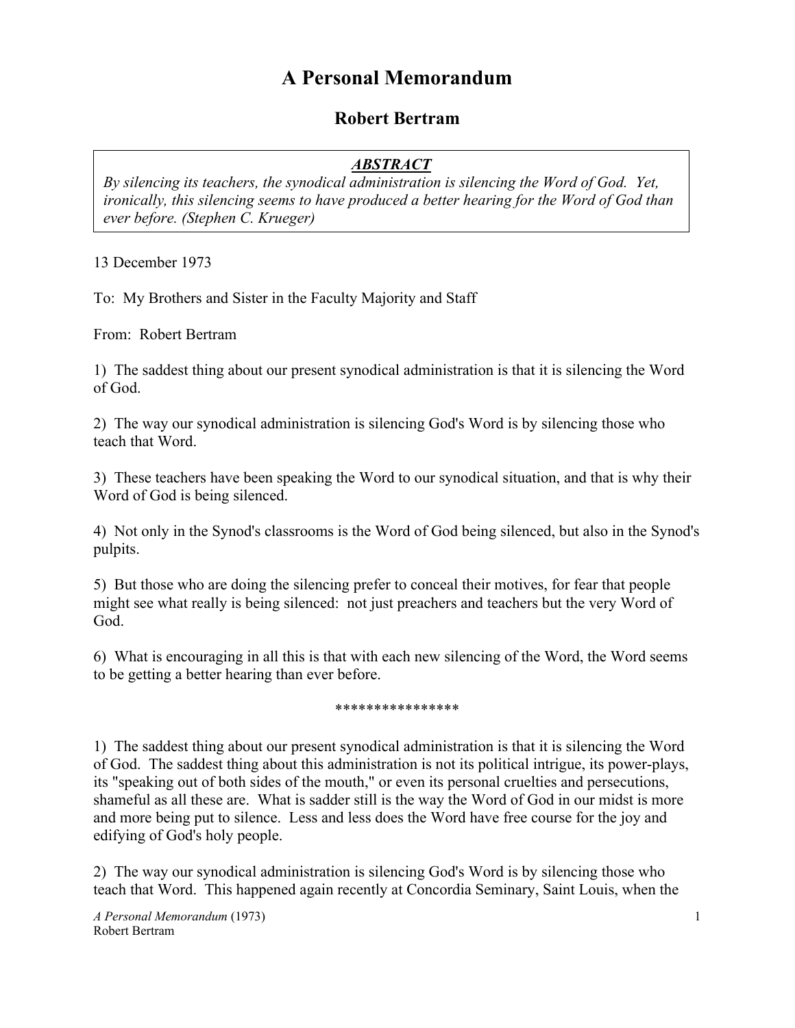# A Personal Memorandum

## Robert Bertram

> ***ABSTRACT***
>
> *By silencing its teachers, the synodical administration is silencing the Word of God. Yet, ironically, this silencing seems to have produced a better hearing for the Word of God than ever before. (Stephen C. Krueger)*

13 December 1973

To: My Brothers and Sister in the Faculty Majority and Staff

From: Robert Bertram

1) The saddest thing about our present synodical administration is that it is silencing the Word of God.

2) The way our synodical administration is silencing God's Word is by silencing those who teach that Word.

3) These teachers have been speaking the Word to our synodical situation, and that is why their Word of God is being silenced.

4) Not only in the Synod's classrooms is the Word of God being silenced, but also in the Synod's pulpits.

5) But those who are doing the silencing prefer to conceal their motives, for fear that people might see what really is being silenced: not just preachers and teachers but the very Word of God.

6) What is encouraging in all this is that with each new silencing of the Word, the Word seems to be getting a better hearing than ever before.

****************

1) The saddest thing about our present synodical administration is that it is silencing the Word of God. The saddest thing about this administration is not its political intrigue, its power-plays, its "speaking out of both sides of the mouth," or even its personal cruelties and persecutions, shameful as all these are. What is sadder still is the way the Word of God in our midst is more and more being put to silence. Less and less does the Word have free course for the joy and edifying of God's holy people.

2) The way our synodical administration is silencing God's Word is by silencing those who teach that Word. This happened again recently at Concordia Seminary, Saint Louis, when the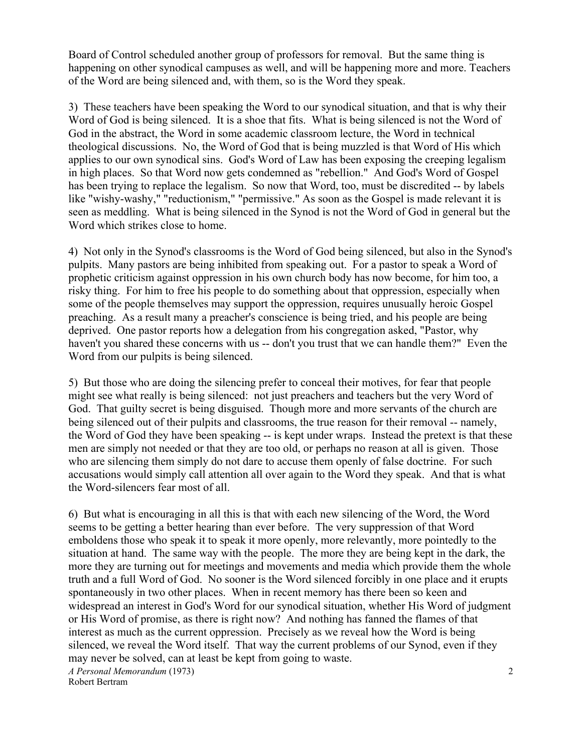Board of Control scheduled another group of professors for removal. But the same thing is happening on other synodical campuses as well, and will be happening more and more. Teachers of the Word are being silenced and, with them, so is the Word they speak.

3) These teachers have been speaking the Word to our synodical situation, and that is why their Word of God is being silenced. It is a shoe that fits. What is being silenced is not the Word of God in the abstract, the Word in some academic classroom lecture, the Word in technical theological discussions. No, the Word of God that is being muzzled is that Word of His which applies to our own synodical sins. God's Word of Law has been exposing the creeping legalism in high places. So that Word now gets condemned as "rebellion." And God's Word of Gospel has been trying to replace the legalism. So now that Word, too, must be discredited -- by labels like "wishy-washy," "reductionism," "permissive." As soon as the Gospel is made relevant it is seen as meddling. What is being silenced in the Synod is not the Word of God in general but the Word which strikes close to home.

4) Not only in the Synod's classrooms is the Word of God being silenced, but also in the Synod's pulpits. Many pastors are being inhibited from speaking out. For a pastor to speak a Word of prophetic criticism against oppression in his own church body has now become, for him too, a risky thing. For him to free his people to do something about that oppression, especially when some of the people themselves may support the oppression, requires unusually heroic Gospel preaching. As a result many a preacher's conscience is being tried, and his people are being deprived. One pastor reports how a delegation from his congregation asked, "Pastor, why haven't you shared these concerns with us -- don't you trust that we can handle them?" Even the Word from our pulpits is being silenced.

5) But those who are doing the silencing prefer to conceal their motives, for fear that people might see what really is being silenced: not just preachers and teachers but the very Word of God. That guilty secret is being disguised. Though more and more servants of the church are being silenced out of their pulpits and classrooms, the true reason for their removal -- namely, the Word of God they have been speaking -- is kept under wraps. Instead the pretext is that these men are simply not needed or that they are too old, or perhaps no reason at all is given. Those who are silencing them simply do not dare to accuse them openly of false doctrine. For such accusations would simply call attention all over again to the Word they speak. And that is what the Word-silencers fear most of all.

6) But what is encouraging in all this is that with each new silencing of the Word, the Word seems to be getting a better hearing than ever before. The very suppression of that Word emboldens those who speak it to speak it more openly, more relevantly, more pointedly to the situation at hand. The same way with the people. The more they are being kept in the dark, the more they are turning out for meetings and movements and media which provide them the whole truth and a full Word of God. No sooner is the Word silenced forcibly in one place and it erupts spontaneously in two other places. When in recent memory has there been so keen and widespread an interest in God's Word for our synodical situation, whether His Word of judgment or His Word of promise, as there is right now? And nothing has fanned the flames of that interest as much as the current oppression. Precisely as we reveal how the Word is being silenced, we reveal the Word itself. That way the current problems of our Synod, even if they may never be solved, can at least be kept from going to waste.